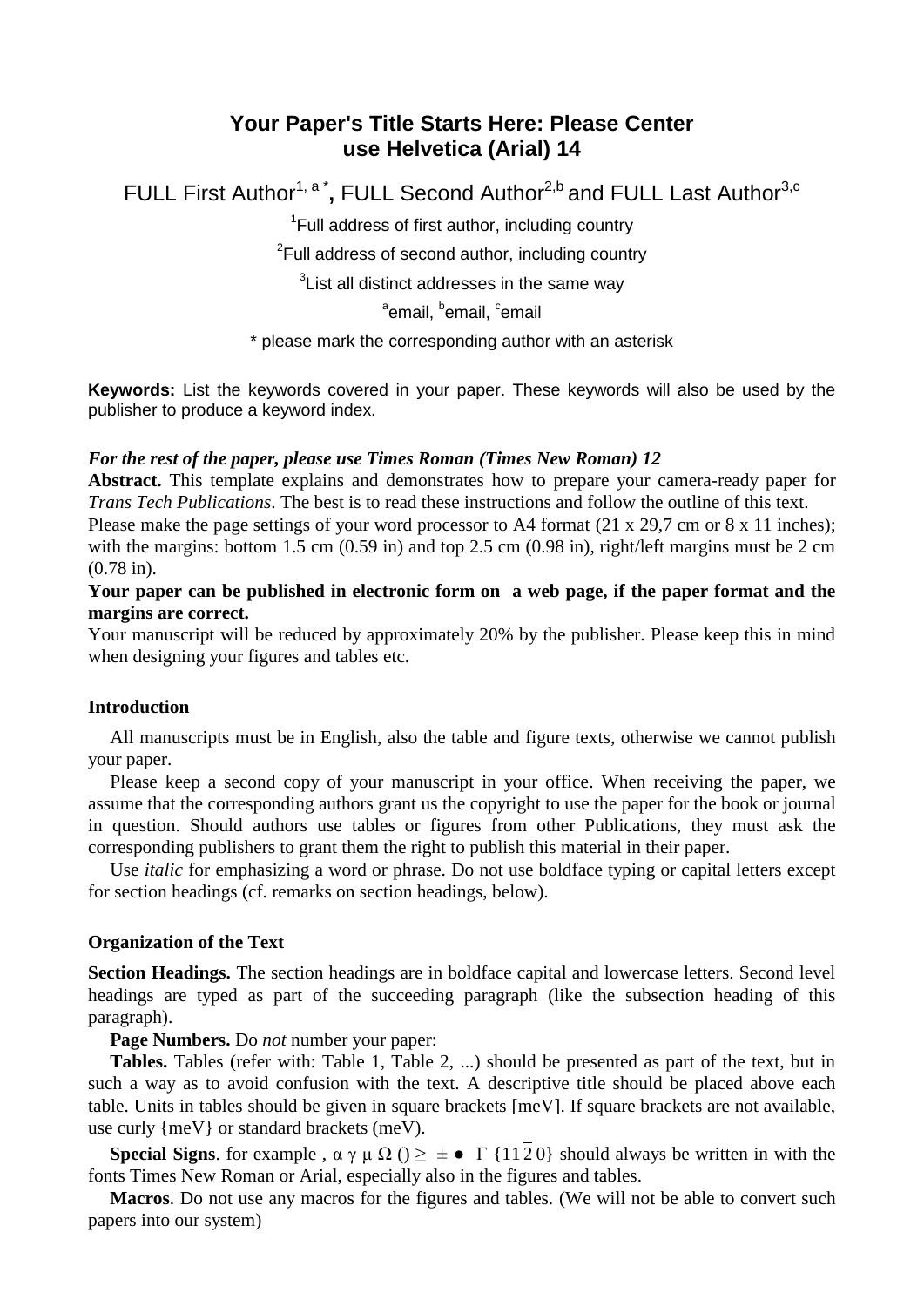# Your Paper's Title Starts Here: Please Center use Helvetica (Arial) 14

FULL First Author[1, a *], FULL Second Author[2,b] and FULL Last Author[3,c]

[1]Full address of first author, including country

[2]Full address of second author, including country

[3]List all distinct addresses in the same way

[a]email, [b]email, [c]email

* please mark the corresponding author with an asterisk

**Keywords:** List the keywords covered in your paper. These keywords will also be used by the publisher to produce a keyword index.

***For the rest of the paper, please use Times Roman (Times New Roman) 12***

**Abstract.** This template explains and demonstrates how to prepare your camera-ready paper for *Trans Tech Publications*. The best is to read these instructions and follow the outline of this text.
Please make the page settings of your word processor to A4 format (21 x 29,7 cm or 8 x 11 inches); with the margins: bottom 1.5 cm (0.59 in) and top 2.5 cm (0.98 in), right/left margins must be 2 cm (0.78 in).

**Your paper can be published in electronic form on a web page, if the paper format and the margins are correct.**

Your manuscript will be reduced by approximately 20% by the publisher. Please keep this in mind when designing your figures and tables etc.

## Introduction

All manuscripts must be in English, also the table and figure texts, otherwise we cannot publish your paper.

Please keep a second copy of your manuscript in your office. When receiving the paper, we assume that the corresponding authors grant us the copyright to use the paper for the book or journal in question. Should authors use tables or figures from other Publications, they must ask the corresponding publishers to grant them the right to publish this material in their paper.

Use *italic* for emphasizing a word or phrase. Do not use boldface typing or capital letters except for section headings (cf. remarks on section headings, below).

## Organization of the Text

**Section Headings.** The section headings are in boldface capital and lowercase letters. Second level headings are typed as part of the succeeding paragraph (like the subsection heading of this paragraph).

**Page Numbers.** Do *not* number your paper:

**Tables.** Tables (refer with: Table 1, Table 2, ...) should be presented as part of the text, but in such a way as to avoid confusion with the text. A descriptive title should be placed above each table. Units in tables should be given in square brackets [meV]. If square brackets are not available, use curly {meV} or standard brackets (meV).

**Special Signs**. for example , α γ μ Ω () ≥ ± ● Γ $\{11\bar{2}0\}$ should always be written in with the fonts Times New Roman or Arial, especially also in the figures and tables.

**Macros**. Do not use any macros for the figures and tables. (We will not be able to convert such papers into our system)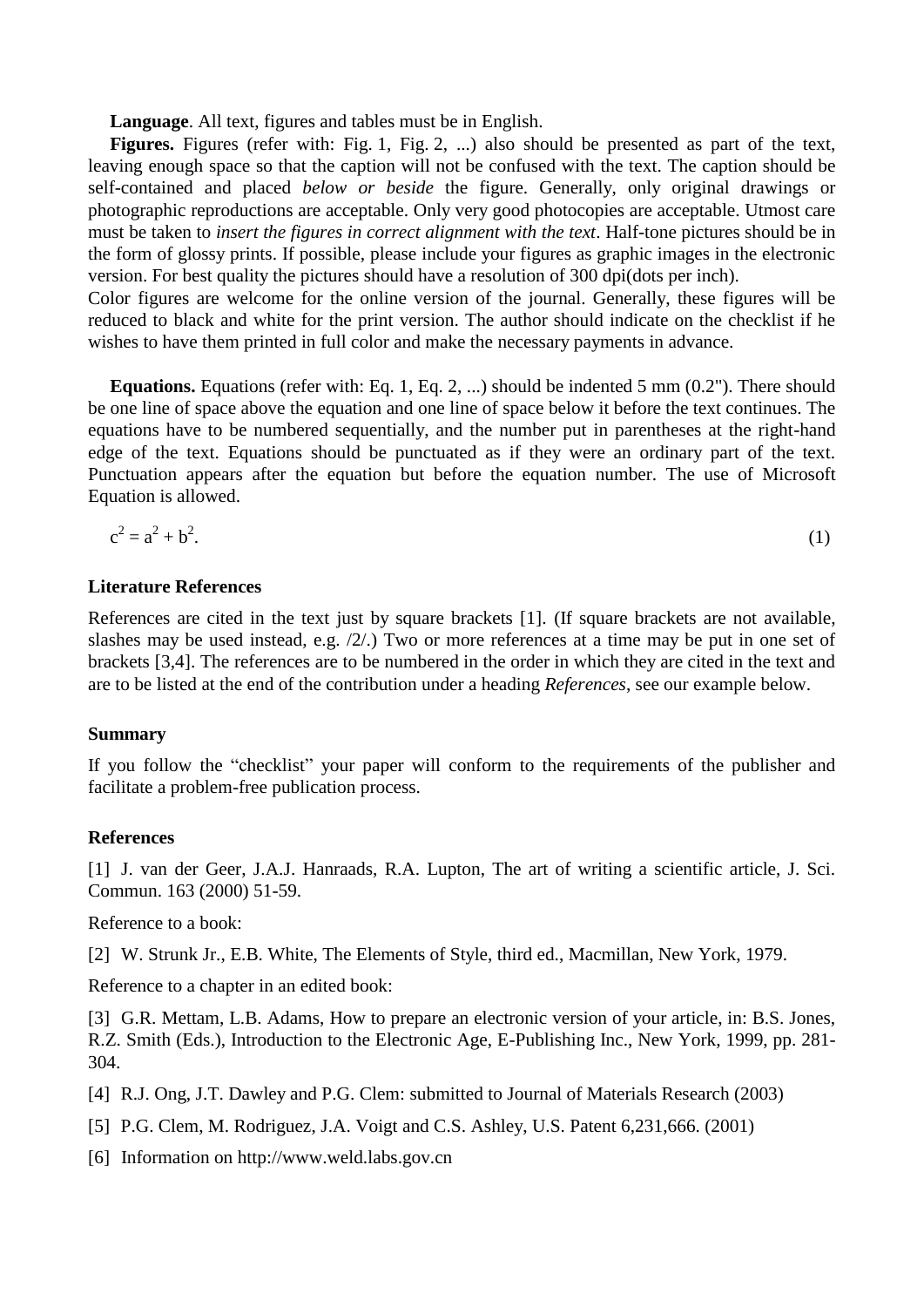**Language**. All text, figures and tables must be in English.

**Figures.** Figures (refer with: Fig. 1, Fig. 2, ...) also should be presented as part of the text, leaving enough space so that the caption will not be confused with the text. The caption should be self-contained and placed *below or beside* the figure. Generally, only original drawings or photographic reproductions are acceptable. Only very good photocopies are acceptable. Utmost care must be taken to *insert the figures in correct alignment with the text*. Half-tone pictures should be in the form of glossy prints. If possible, please include your figures as graphic images in the electronic version. For best quality the pictures should have a resolution of 300 dpi(dots per inch).
Color figures are welcome for the online version of the journal. Generally, these figures will be reduced to black and white for the print version. The author should indicate on the checklist if he wishes to have them printed in full color and make the necessary payments in advance.

**Equations.** Equations (refer with: Eq. 1, Eq. 2, ...) should be indented 5 mm (0.2"). There should be one line of space above the equation and one line of space below it before the text continues. The equations have to be numbered sequentially, and the number put in parentheses at the right-hand edge of the text. Equations should be punctuated as if they were an ordinary part of the text. Punctuation appears after the equation but before the equation number. The use of Microsoft Equation is allowed.

$$c^2 = a^2 + b^2. \tag{1}$$

### Literature References

References are cited in the text just by square brackets [1]. (If square brackets are not available, slashes may be used instead, e.g. /2/.) Two or more references at a time may be put in one set of brackets [3,4]. The references are to be numbered in the order in which they are cited in the text and are to be listed at the end of the contribution under a heading *References*, see our example below.

### Summary

If you follow the “checklist” your paper will conform to the requirements of the publisher and facilitate a problem-free publication process.

### References

[1] J. van der Geer, J.A.J. Hanraads, R.A. Lupton, The art of writing a scientific article, J. Sci. Commun. 163 (2000) 51-59.

Reference to a book:

[2] W. Strunk Jr., E.B. White, The Elements of Style, third ed., Macmillan, New York, 1979.

Reference to a chapter in an edited book:

[3] G.R. Mettam, L.B. Adams, How to prepare an electronic version of your article, in: B.S. Jones, R.Z. Smith (Eds.), Introduction to the Electronic Age, E-Publishing Inc., New York, 1999, pp. 281-304.

[4] R.J. Ong, J.T. Dawley and P.G. Clem: submitted to Journal of Materials Research (2003)

[5] P.G. Clem, M. Rodriguez, J.A. Voigt and C.S. Ashley, U.S. Patent 6,231,666. (2001)

[6] Information on http://www.weld.labs.gov.cn